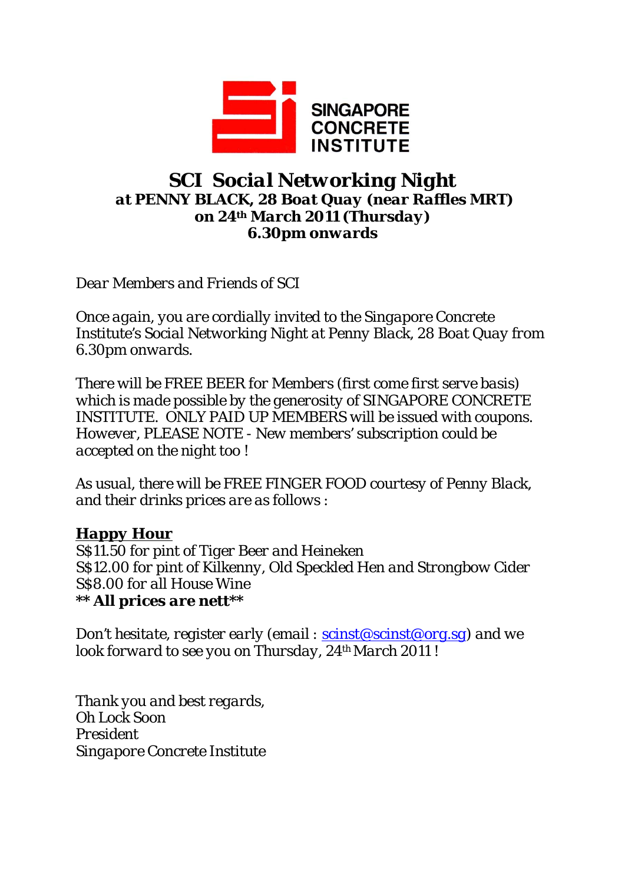SINGAPORE CONCRETE INSTITUTE

# SCI Social Networking Night

## at PENNY BLACK, 28 Boat Quay (near Raffles MRT)
## on 24th March 2011 (Thursday)
## 6.30pm onwards

Dear Members and Friends of SCI

Once again, you are cordially invited to the Singapore Concrete Institute's Social Networking Night at Penny Black, 28 Boat Quay from 6.30pm onwards.

There will be FREE BEER for Members (first come first serve basis) which is made possible by the generosity of SINGAPORE CONCRETE INSTITUTE. ONLY PAID UP MEMBERS will be issued with coupons. However, PLEASE NOTE - New members' subscription could be accepted on the night too !

As usual, there will be FREE FINGER FOOD courtesy of Penny Black, and their drinks prices are as follows :

**Happy Hour**

S$11.50 for pint of Tiger Beer and Heineken
S$12.00 for pint of Kilkenny, Old Speckled Hen and Strongbow Cider
S$8.00 for all House Wine
**** All prices are nett****

Don't hesitate, register early (email : scinst@scinst@org.sg) and we look forward to see you on Thursday, 24th March 2011 !

Thank you and best regards,
Oh Lock Soon
President
Singapore Concrete Institute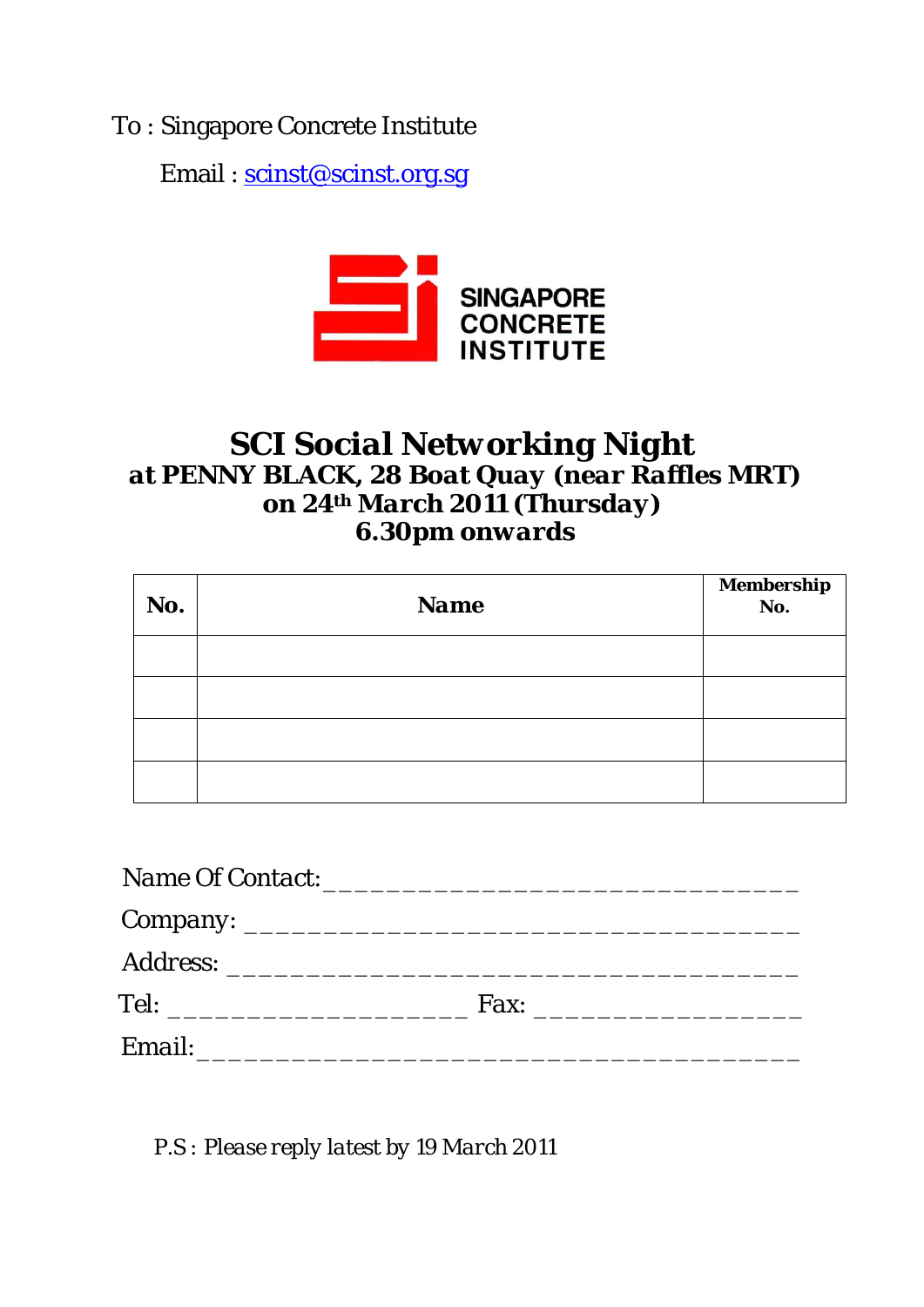To : Singapore Concrete Institute

Email : scinst@scinst.org.sg

SINGAPORE CONCRETE INSTITUTE

# SCI Social Networking Night

**at PENNY BLACK, 28 Boat Quay (near Raffles MRT)**
**on 24th March 2011 (Thursday)**
**6.30pm onwards**

| No. | Name | Membership No. |
|---|---|---|
| | | |
| | | |
| | | |
| | | |

Name Of Contact: ______________________________

Company: ___________________________________

Address: ____________________________________

Tel: ____________________ Fax: _________________

Email: ______________________________________

*P.S : Please reply latest by 19 March 2011*